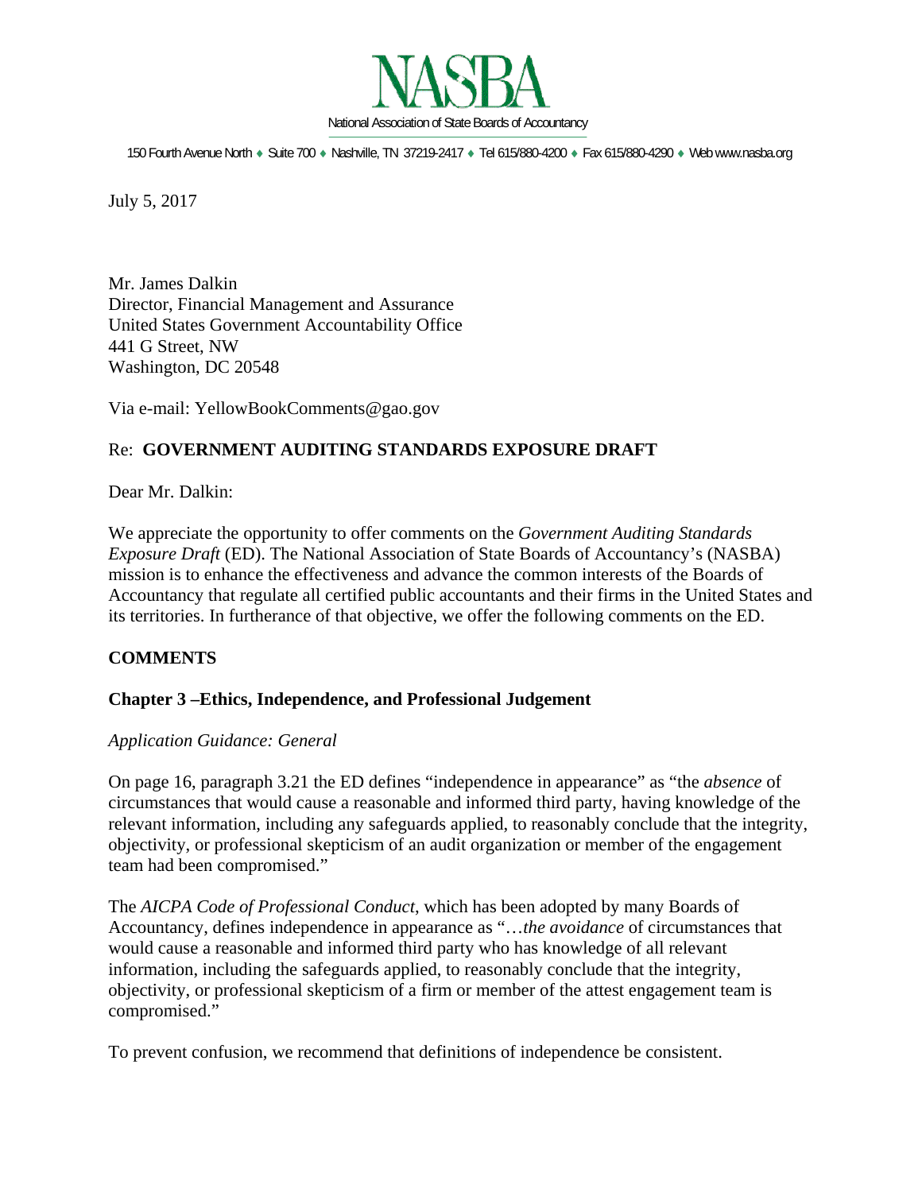# NASBA

National Association of State Boards of Accountancy

150 Fourth Avenue North ♦ Suite 700 ♦ Nashville, TN 37219-2417 ♦ Tel 615/880-4200 ♦ Fax 615/880-4290 ♦ Web www.nasba.org

July 5, 2017

Mr. James Dalkin
Director, Financial Management and Assurance
United States Government Accountability Office
441 G Street, NW
Washington, DC 20548

Via e-mail: YellowBookComments@gao.gov

Re: **GOVERNMENT AUDITING STANDARDS EXPOSURE DRAFT**

Dear Mr. Dalkin:

We appreciate the opportunity to offer comments on the *Government Auditing Standards Exposure Draft* (ED). The National Association of State Boards of Accountancy's (NASBA) mission is to enhance the effectiveness and advance the common interests of the Boards of Accountancy that regulate all certified public accountants and their firms in the United States and its territories. In furtherance of that objective, we offer the following comments on the ED.

## COMMENTS

### Chapter 3 –Ethics, Independence, and Professional Judgement

*Application Guidance: General*

On page 16, paragraph 3.21 the ED defines "independence in appearance" as "the *absence* of circumstances that would cause a reasonable and informed third party, having knowledge of the relevant information, including any safeguards applied, to reasonably conclude that the integrity, objectivity, or professional skepticism of an audit organization or member of the engagement team had been compromised."

The *AICPA Code of Professional Conduct*, which has been adopted by many Boards of Accountancy, defines independence in appearance as "…*the avoidance* of circumstances that would cause a reasonable and informed third party who has knowledge of all relevant information, including the safeguards applied, to reasonably conclude that the integrity, objectivity, or professional skepticism of a firm or member of the attest engagement team is compromised."

To prevent confusion, we recommend that definitions of independence be consistent.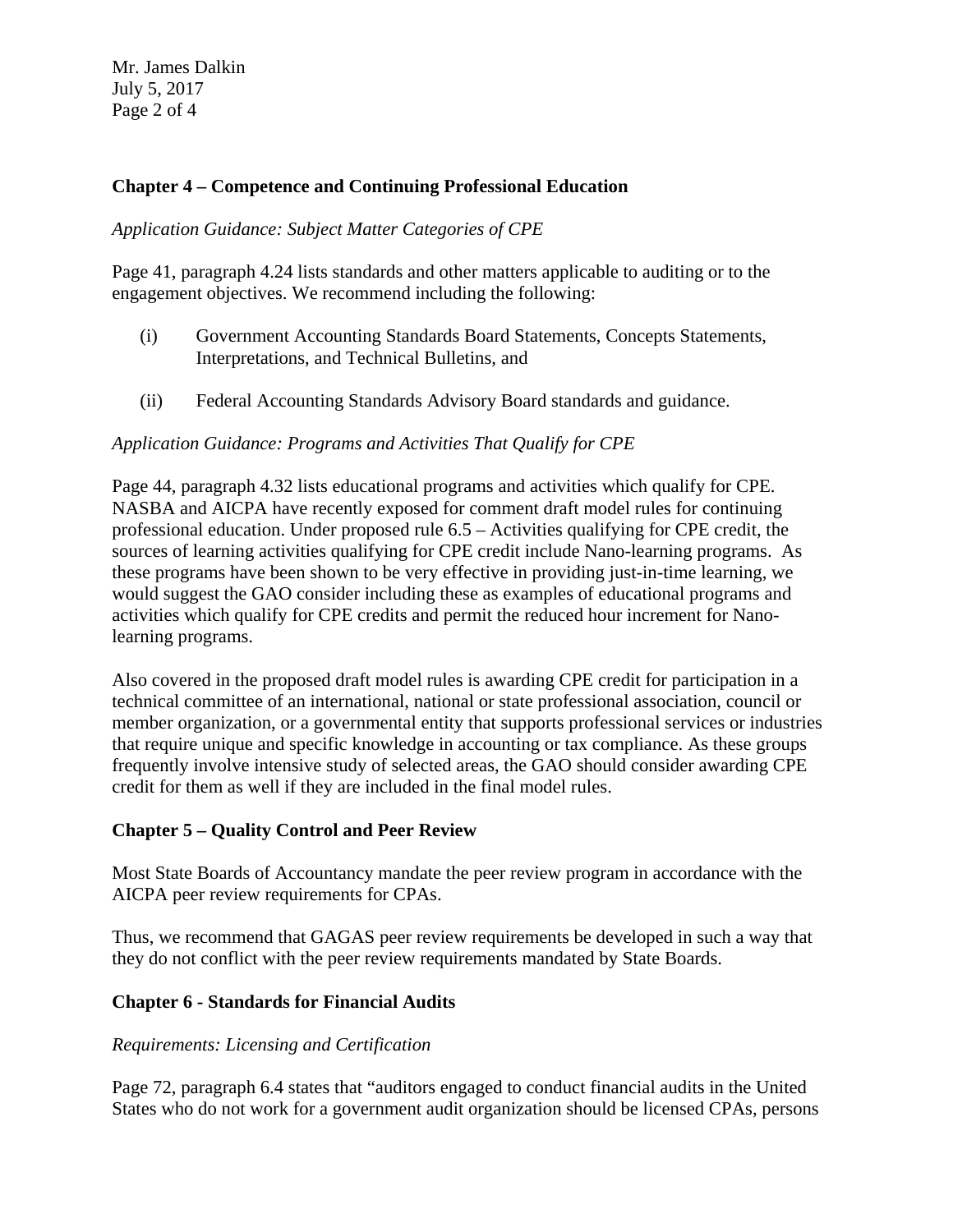**Chapter 4 – Competence and Continuing Professional Education**

*Application Guidance: Subject Matter Categories of CPE*

Page 41, paragraph 4.24 lists standards and other matters applicable to auditing or to the engagement objectives. We recommend including the following:

(i) Government Accounting Standards Board Statements, Concepts Statements, Interpretations, and Technical Bulletins, and

(ii) Federal Accounting Standards Advisory Board standards and guidance.

*Application Guidance: Programs and Activities That Qualify for CPE*

Page 44, paragraph 4.32 lists educational programs and activities which qualify for CPE. NASBA and AICPA have recently exposed for comment draft model rules for continuing professional education. Under proposed rule 6.5 – Activities qualifying for CPE credit, the sources of learning activities qualifying for CPE credit include Nano-learning programs. As these programs have been shown to be very effective in providing just-in-time learning, we would suggest the GAO consider including these as examples of educational programs and activities which qualify for CPE credits and permit the reduced hour increment for Nano-learning programs.

Also covered in the proposed draft model rules is awarding CPE credit for participation in a technical committee of an international, national or state professional association, council or member organization, or a governmental entity that supports professional services or industries that require unique and specific knowledge in accounting or tax compliance. As these groups frequently involve intensive study of selected areas, the GAO should consider awarding CPE credit for them as well if they are included in the final model rules.

**Chapter 5 – Quality Control and Peer Review**

Most State Boards of Accountancy mandate the peer review program in accordance with the AICPA peer review requirements for CPAs.

Thus, we recommend that GAGAS peer review requirements be developed in such a way that they do not conflict with the peer review requirements mandated by State Boards.

**Chapter 6 - Standards for Financial Audits**

*Requirements: Licensing and Certification*

Page 72, paragraph 6.4 states that "auditors engaged to conduct financial audits in the United States who do not work for a government audit organization should be licensed CPAs, persons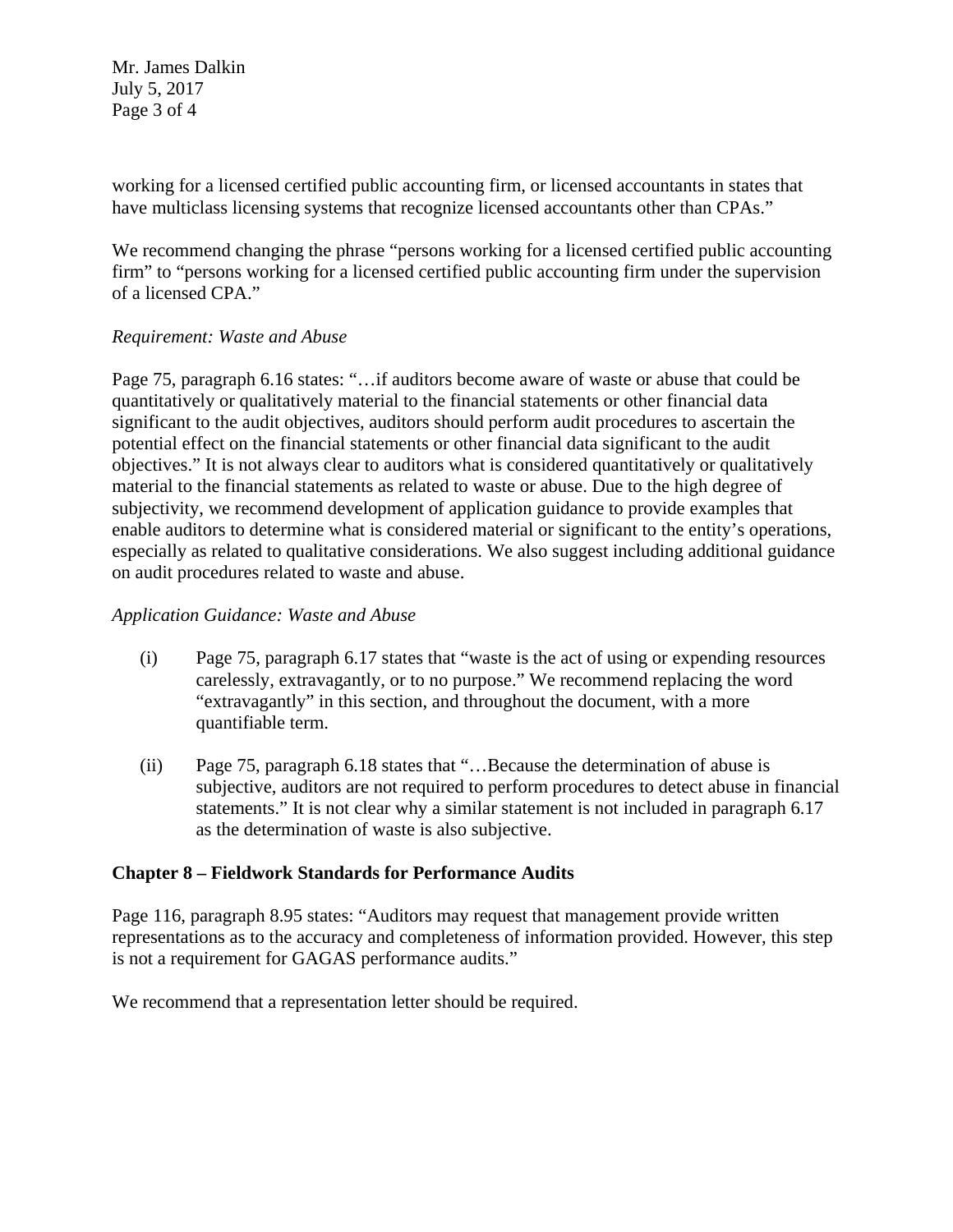working for a licensed certified public accounting firm, or licensed accountants in states that have multiclass licensing systems that recognize licensed accountants other than CPAs."

We recommend changing the phrase "persons working for a licensed certified public accounting firm" to "persons working for a licensed certified public accounting firm under the supervision of a licensed CPA."

*Requirement: Waste and Abuse*

Page 75, paragraph 6.16 states: "…if auditors become aware of waste or abuse that could be quantitatively or qualitatively material to the financial statements or other financial data significant to the audit objectives, auditors should perform audit procedures to ascertain the potential effect on the financial statements or other financial data significant to the audit objectives." It is not always clear to auditors what is considered quantitatively or qualitatively material to the financial statements as related to waste or abuse. Due to the high degree of subjectivity, we recommend development of application guidance to provide examples that enable auditors to determine what is considered material or significant to the entity's operations, especially as related to qualitative considerations. We also suggest including additional guidance on audit procedures related to waste and abuse.

*Application Guidance: Waste and Abuse*

(i) Page 75, paragraph 6.17 states that "waste is the act of using or expending resources carelessly, extravagantly, or to no purpose." We recommend replacing the word "extravagantly" in this section, and throughout the document, with a more quantifiable term.

(ii) Page 75, paragraph 6.18 states that "…Because the determination of abuse is subjective, auditors are not required to perform procedures to detect abuse in financial statements." It is not clear why a similar statement is not included in paragraph 6.17 as the determination of waste is also subjective.

**Chapter 8 – Fieldwork Standards for Performance Audits**

Page 116, paragraph 8.95 states: "Auditors may request that management provide written representations as to the accuracy and completeness of information provided. However, this step is not a requirement for GAGAS performance audits."

We recommend that a representation letter should be required.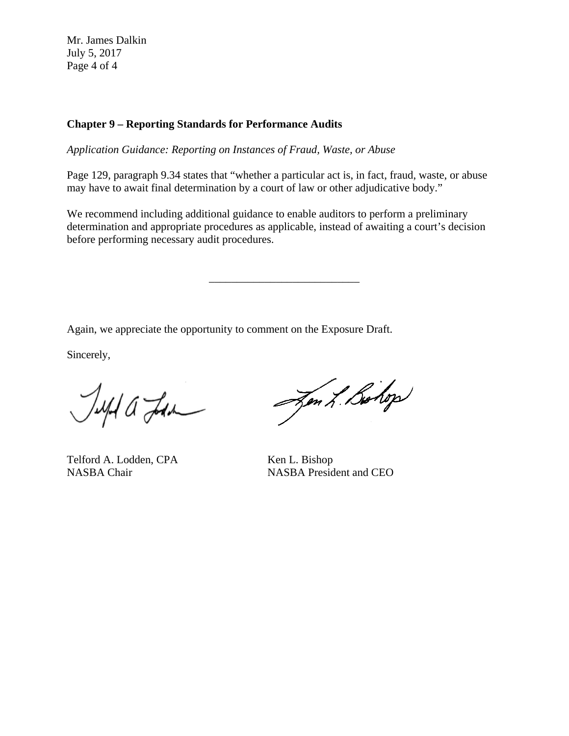**Chapter 9 – Reporting Standards for Performance Audits**

*Application Guidance: Reporting on Instances of Fraud, Waste, or Abuse*

Page 129, paragraph 9.34 states that "whether a particular act is, in fact, fraud, waste, or abuse may have to await final determination by a court of law or other adjudicative body."

We recommend including additional guidance to enable auditors to perform a preliminary determination and appropriate procedures as applicable, instead of awaiting a court's decision before performing necessary audit procedures.

---

Again, we appreciate the opportunity to comment on the Exposure Draft.

Sincerely,

Telford A. Lodden, CPA
NASBA Chair

Ken L. Bishop
NASBA President and CEO